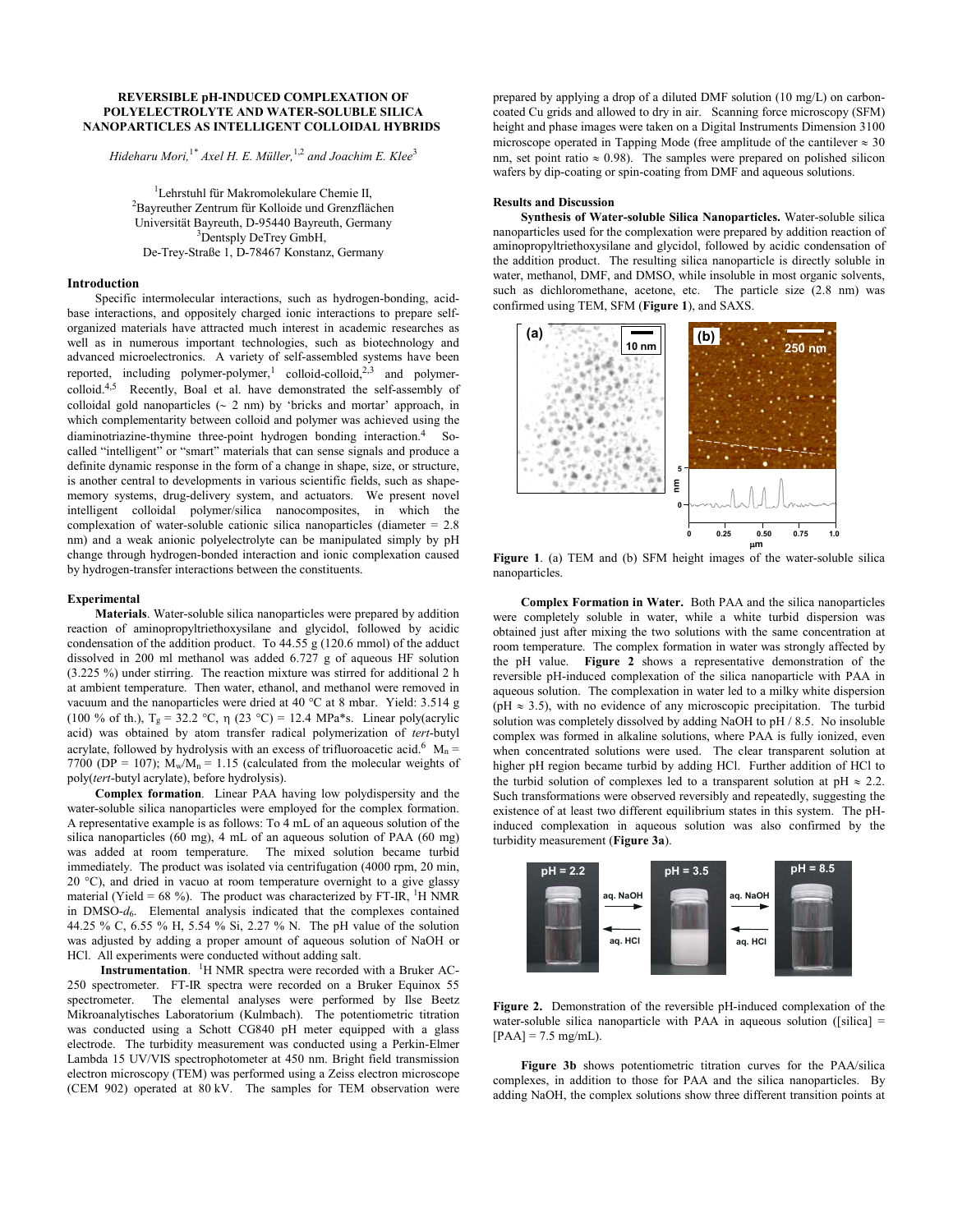# REVERSIBLE pH-INDUCED COMPLEXATION OF POLYELECTROLYTE AND WATER-SOLUBLE SILICA NANOPARTICLES AS INTELLIGENT COLLOIDAL HYBRIDS

*Hideharu Mori,*[1*] *Axel H. E. Müller,*[1,2] *and Joachim E. Klee*[3]

[1]Lehrstuhl für Makromolekulare Chemie II,
[2]Bayreuther Zentrum für Kolloide und Grenzflächen
Universität Bayreuth, D-95440 Bayreuth, Germany
[3]Dentsply DeTrey GmbH,
De-Trey-Straße 1, D-78467 Konstanz, Germany

## Introduction

Specific intermolecular interactions, such as hydrogen-bonding, acid-base interactions, and oppositely charged ionic interactions to prepare self-organized materials have attracted much interest in academic researches as well as in numerous important technologies, such as biotechnology and advanced microelectronics. A variety of self-assembled systems have been reported, including polymer-polymer,[1] colloid-colloid,[2,3] and polymer-colloid.[4,5] Recently, Boal et al. have demonstrated the self-assembly of colloidal gold nanoparticles (~ 2 nm) by 'bricks and mortar' approach, in which complementarity between colloid and polymer was achieved using the diaminotriazine-thymine three-point hydrogen bonding interaction.[4] So-called "intelligent" or "smart" materials that can sense signals and produce a definite dynamic response in the form of a change in shape, size, or structure, is another central to developments in various scientific fields, such as shape-memory systems, drug-delivery system, and actuators. We present novel intelligent colloidal polymer/silica nanocomposites, in which the complexation of water-soluble cationic silica nanoparticles (diameter = 2.8 nm) and a weak anionic polyelectrolyte can be manipulated simply by pH change through hydrogen-bonded interaction and ionic complexation caused by hydrogen-transfer interactions between the constituents.

## Experimental

**Materials**. Water-soluble silica nanoparticles were prepared by addition reaction of aminopropyltriethoxysilane and glycidol, followed by acidic condensation of the addition product. To 44.55 g (120.6 mmol) of the adduct dissolved in 200 ml methanol was added 6.727 g of aqueous HF solution (3.225 %) under stirring. The reaction mixture was stirred for additional 2 h at ambient temperature. Then water, ethanol, and methanol were removed in vacuum and the nanoparticles were dried at 40 °C at 8 mbar. Yield: 3.514 g (100 % of th.), $T_g$ = 32.2 °C, $\eta$ (23 °C) = 12.4 MPa*s. Linear poly(acrylic acid) was obtained by atom transfer radical polymerization of *tert*-butyl acrylate, followed by hydrolysis with an excess of trifluoroacetic acid.[6] $M_n$ = 7700 (DP = 107); $M_w/M_n$ = 1.15 (calculated from the molecular weights of poly(*tert*-butyl acrylate), before hydrolysis).

**Complex formation**. Linear PAA having low polydispersity and the water-soluble silica nanoparticles were employed for the complex formation. A representative example is as follows: To 4 mL of an aqueous solution of the silica nanoparticles (60 mg), 4 mL of an aqueous solution of PAA (60 mg) was added at room temperature. The mixed solution became turbid immediately. The product was isolated via centrifugation (4000 rpm, 20 min, 20 °C), and dried in vacuo at room temperature overnight to a give glassy material (Yield = 68 %). The product was characterized by FT-IR, $^1$H NMR in DMSO-$d_6$. Elemental analysis indicated that the complexes contained 44.25 % C, 6.55 % H, 5.54 % Si, 2.27 % N. The pH value of the solution was adjusted by adding a proper amount of aqueous solution of NaOH or HCl. All experiments were conducted without adding salt.

**Instrumentation**. $^1$H NMR spectra were recorded with a Bruker AC-250 spectrometer. FT-IR spectra were recorded on a Bruker Equinox 55 spectrometer. The elemental analyses were performed by Ilse Beetz Mikroanalytisches Laboratorium (Kulmbach). The potentiometric titration was conducted using a Schott CG840 pH meter equipped with a glass electrode. The turbidity measurement was conducted using a Perkin-Elmer Lambda 15 UV/VIS spectrophotometer at 450 nm. Bright field transmission electron microscopy (TEM) was performed using a Zeiss electron microscope (CEM 902) operated at 80 kV. The samples for TEM observation were prepared by applying a drop of a diluted DMF solution (10 mg/L) on carbon-coated Cu grids and allowed to dry in air. Scanning force microscopy (SFM) height and phase images were taken on a Digital Instruments Dimension 3100 microscope operated in Tapping Mode (free amplitude of the cantilever ≈ 30 nm, set point ratio ≈ 0.98). The samples were prepared on polished silicon wafers by dip-coating or spin-coating from DMF and aqueous solutions.

## Results and Discussion

**Synthesis of Water-soluble Silica Nanoparticles.** Water-soluble silica nanoparticles used for the complexation were prepared by addition reaction of aminopropyltriethoxysilane and glycidol, followed by acidic condensation of the addition product. The resulting silica nanoparticle is directly soluble in water, methanol, DMF, and DMSO, while insoluble in most organic solvents, such as dichloromethane, acetone, etc. The particle size (2.8 nm) was confirmed using TEM, SFM (**Figure 1**), and SAXS.

**Figure 1**. (a) TEM and (b) SFM height images of the water-soluble silica nanoparticles.

**Complex Formation in Water.** Both PAA and the silica nanoparticles were completely soluble in water, while a white turbid dispersion was obtained just after mixing the two solutions with the same concentration at room temperature. The complex formation in water was strongly affected by the pH value. **Figure 2** shows a representative demonstration of the reversible pH-induced complexation of the silica nanoparticle with PAA in aqueous solution. The complexation in water led to a milky white dispersion (pH ≈ 3.5), with no evidence of any microscopic precipitation. The turbid solution was completely dissolved by adding NaOH to pH / 8.5. No insoluble complex was formed in alkaline solutions, where PAA is fully ionized, even when concentrated solutions were used. The clear transparent solution at higher pH region became turbid by adding HCl. Further addition of HCl to the turbid solution of complexes led to a transparent solution at pH ≈ 2.2. Such transformations were observed reversibly and repeatedly, suggesting the existence of at least two different equilibrium states in this system. The pH-induced complexation in aqueous solution was also confirmed by the turbidity measurement (**Figure 3a**).

**Figure 2.** Demonstration of the reversible pH-induced complexation of the water-soluble silica nanoparticle with PAA in aqueous solution ([silica] = [PAA] = 7.5 mg/mL).

**Figure 3b** shows potentiometric titration curves for the PAA/silica complexes, in addition to those for PAA and the silica nanoparticles. By adding NaOH, the complex solutions show three different transition points at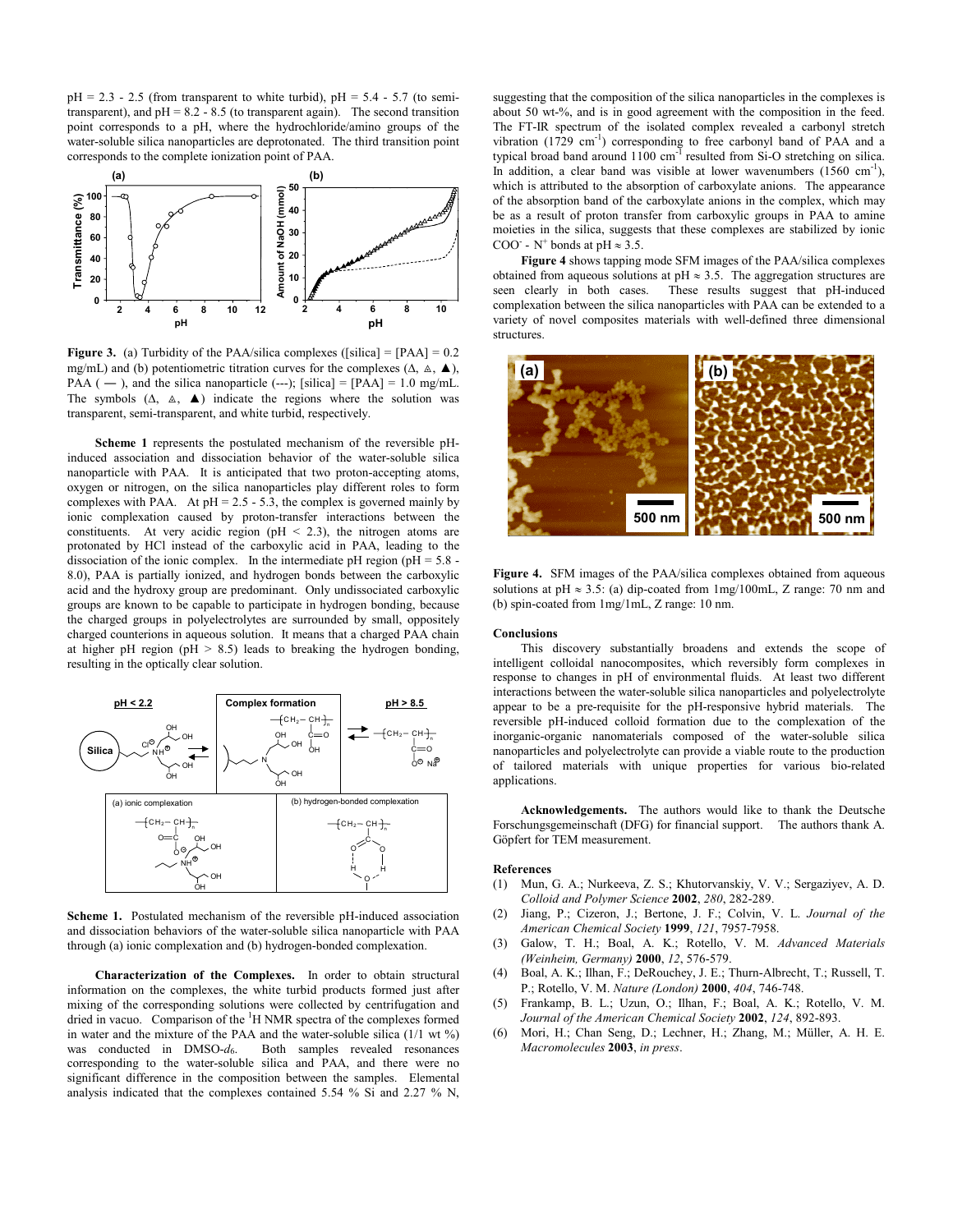pH = 2.3 - 2.5 (from transparent to white turbid), pH = 5.4 - 5.7 (to semi-transparent), and pH = 8.2 - 8.5 (to transparent again). The second transition point corresponds to a pH, where the hydrochloride/amino groups of the water-soluble silica nanoparticles are deprotonated. The third transition point corresponds to the complete ionization point of PAA.

(a)
Transmittance (%)
100
80
60
40
20
0
2 4 6 8 10 12
pH

(b)
Amount of NaOH (mmol)
50
40
30
20
10
0
2 4 6 8 10
pH

**Figure 3.** (a) Turbidity of the PAA/silica complexes ([silica] = [PAA] = 0.2 mg/mL) and (b) potentiometric titration curves for the complexes (Δ, ◭, ▲), PAA ( — ), and the silica nanoparticle (---); [silica] = [PAA] = 1.0 mg/mL. The symbols (Δ, ◭, ▲) indicate the regions where the solution was transparent, semi-transparent, and white turbid, respectively.

**Scheme 1** represents the postulated mechanism of the reversible pH-induced association and dissociation behavior of the water-soluble silica nanoparticle with PAA. It is anticipated that two proton-accepting atoms, oxygen or nitrogen, on the silica nanoparticles play different roles to form complexes with PAA. At pH = 2.5 - 5.3, the complex is governed mainly by ionic complexation caused by proton-transfer interactions between the constituents. At very acidic region (pH < 2.3), the nitrogen atoms are protonated by HCl instead of the carboxylic acid in PAA, leading to the dissociation of the ionic complex. In the intermediate pH region (pH = 5.8 - 8.0), PAA is partially ionized, and hydrogen bonds between the carboxylic acid and the hydroxy group are predominant. Only undissociated carboxylic groups are known to be capable to participate in hydrogen bonding, because the charged groups in polyelectrolytes are surrounded by small, oppositely charged counterions in aqueous solution. It means that a charged PAA chain at higher pH region (pH > 8.5) leads to breaking the hydrogen bonding, resulting in the optically clear solution.

pH < 2.2
Complex formation
pH > 8.5
Silica
(a) ionic complexation
(b) hydrogen-bonded complexation

**Scheme 1.** Postulated mechanism of the reversible pH-induced association and dissociation behaviors of the water-soluble silica nanoparticle with PAA through (a) ionic complexation and (b) hydrogen-bonded complexation.

**Characterization of the Complexes.** In order to obtain structural information on the complexes, the white turbid products formed just after mixing of the corresponding solutions were collected by centrifugation and dried in vacuo. Comparison of the $^1$H NMR spectra of the complexes formed in water and the mixture of the PAA and the water-soluble silica (1/1 wt %) was conducted in DMSO-$d_6$. Both samples revealed resonances corresponding to the water-soluble silica and PAA, and there were no significant difference in the composition between the samples. Elemental analysis indicated that the complexes contained 5.54 % Si and 2.27 % N, suggesting that the composition of the silica nanoparticles in the complexes is about 50 wt-%, and is in good agreement with the composition in the feed. The FT-IR spectrum of the isolated complex revealed a carbonyl stretch vibration (1729 cm$^{-1}$) corresponding to free carbonyl band of PAA and a typical broad band around 1100 cm$^{-1}$ resulted from Si-O stretching on silica. In addition, a clear band was visible at lower wavenumbers (1560 cm$^{-1}$), which is attributed to the absorption of carboxylate anions. The appearance of the absorption band of the carboxylate anions in the complex, which may be as a result of proton transfer from carboxylic groups in PAA to amine moieties in the silica, suggests that these complexes are stabilized by ionic $COO^-$ - $N^+$ bonds at pH ≈ 3.5.

**Figure 4** shows tapping mode SFM images of the PAA/silica complexes obtained from aqueous solutions at pH ≈ 3.5. The aggregation structures are seen clearly in both cases. These results suggest that pH-induced complexation between the silica nanoparticles with PAA can be extended to a variety of novel composites materials with well-defined three dimensional structures.

(a) 500 nm
(b) 500 nm

**Figure 4.** SFM images of the PAA/silica complexes obtained from aqueous solutions at pH ≈ 3.5: (a) dip-coated from 1mg/100mL, Z range: 70 nm and (b) spin-coated from 1mg/1mL, Z range: 10 nm.

## Conclusions

This discovery substantially broadens and extends the scope of intelligent colloidal nanocomposites, which reversibly form complexes in response to changes in pH of environmental fluids. At least two different interactions between the water-soluble silica nanoparticles and polyelectrolyte appear to be a pre-requisite for the pH-responsive hybrid materials. The reversible pH-induced colloid formation due to the complexation of the inorganic-organic nanomaterials composed of the water-soluble silica nanoparticles and polyelectrolyte can provide a viable route to the production of tailored materials with unique properties for various bio-related applications.

**Acknowledgements.** The authors would like to thank the Deutsche Forschungsgemeinschaft (DFG) for financial support. The authors thank A. Göpfert for TEM measurement.

## References

(1) Mun, G. A.; Nurkeeva, Z. S.; Khutorvanskiy, V. V.; Sergaziyev, A. D. *Colloid and Polymer Science* **2002**, *280*, 282-289.
(2) Jiang, P.; Cizeron, J.; Bertone, J. F.; Colvin, V. L. *Journal of the American Chemical Society* **1999**, *121*, 7957-7958.
(3) Galow, T. H.; Boal, A. K.; Rotello, V. M. *Advanced Materials (Weinheim, Germany)* **2000**, *12*, 576-579.
(4) Boal, A. K.; Ilhan, F.; DeRouchey, J. E.; Thurn-Albrecht, T.; Russell, T. P.; Rotello, V. M. *Nature (London)* **2000**, *404*, 746-748.
(5) Frankamp, B. L.; Uzun, O.; Ilhan, F.; Boal, A. K.; Rotello, V. M. *Journal of the American Chemical Society* **2002**, *124*, 892-893.
(6) Mori, H.; Chan Seng, D.; Lechner, H.; Zhang, M.; Müller, A. H. E. *Macromolecules* **2003**, *in press*.